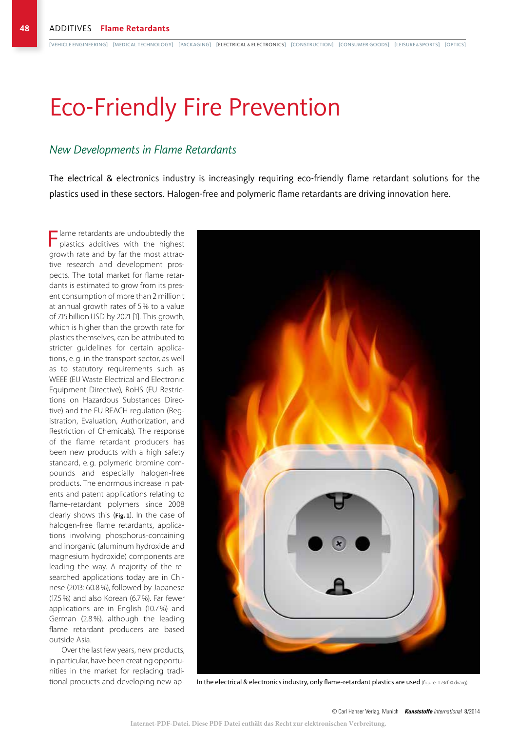# Eco-Friendly Fire Prevention

## *New Developments in Flame Retardants*

The electrical & electronics industry is increasingly requiring eco-friendly flame retardant solutions for the plastics used in these sectors. Halogen-free and polymeric flame retardants are driving innovation here.

Flame retardants are undoubtedly the plastics additives with the highest growth rate and by far the most attractive research and development prospects. The total market for flame retardants is estimated to grow from its present consumption of more than 2 million t at annual growth rates of 5 % to a value of 7.15 billion USD by 2021 [1]. This growth, which is higher than the growth rate for plastics themselves, can be attributed to stricter guidelines for certain applications, e.g. in the transport sector, as well as to statutory requirements such as WEEE (EU Waste Electrical and Electronic Equipment Directive), RoHS (EU Restrictions on Hazardous Substances Directive) and the EU REACH regulation (Registration, Evaluation, Authorization, and Restriction of Chemicals). The response of the flame retardant producers has been new products with a high safety standard, e.g. polymeric bromine compounds and especially halogen-free products. The enormous increase in patents and patent applications relating to flame-retardant polymers since 2008 clearly shows this (**Fig. 1**). In the case of halogen-free flame retardants, applications involving phosphorus-containing and inorganic (aluminum hydroxide and magnesium hydroxide) components are leading the way. A majority of the researched applications today are in Chinese (2013: 60.8 %), followed by Japanese (17.5 %) and also Korean (6.7 %). Far fewer applications are in English (10.7 %) and German (2.8 %), although the leading flame retardant producers are based outside Asia.

Over the last few years, new products, in particular, have been creating opportunities in the market for replacing traditional products and developing new ap-

In the electrical & electronics industry, only flame-retardant plastics are used (figure: 123rf © dvarg)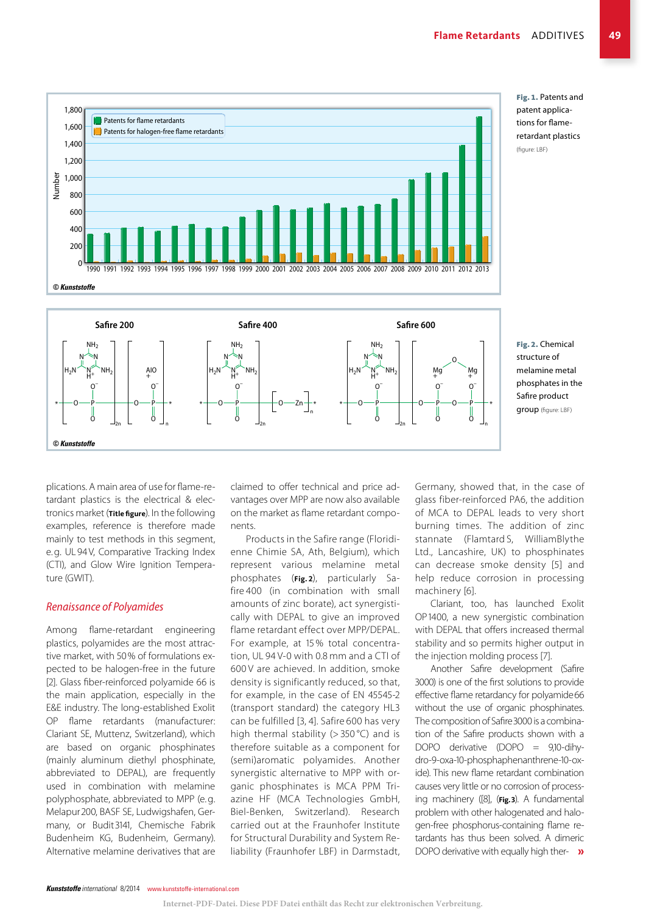Fig. 1. Patents and patent applications for flame-retardant plastics (figure: LBF)

Fig. 2. Chemical structure of melamine metal phosphates in the Safire product group (figure: LBF)

plications. A main area of use for flame-retardant plastics is the electrical & electronics market (**Title figure**). In the following examples, reference is therefore made mainly to test methods in this segment, e.g. UL 94 V, Comparative Tracking Index (CTI), and Glow Wire Ignition Temperature (GWIT).

## *Renaissance of Polyamides*

Among flame-retardant engineering plastics, polyamides are the most attractive market, with 50 % of formulations expected to be halogen-free in the future [2]. Glass fiber-reinforced polyamide 66 is the main application, especially in the E&E industry. The long-established Exolit OP flame retardants (manufacturer: Clariant SE, Muttenz, Switzerland), which are based on organic phosphinates (mainly aluminum diethyl phosphinate, abbreviated to DEPAL), are frequently used in combination with melamine polyphosphate, abbreviated to MPP (e.g. Melapur 200, BASF SE, Ludwigshafen, Germany, or Budit 3141, Chemische Fabrik Budenheim KG, Budenheim, Germany). Alternative melamine derivatives that are claimed to offer technical and price advantages over MPP are now also available on the market as flame retardant components.

Products in the Safire range (Floridienne Chimie SA, Ath, Belgium), which represent various melamine metal phosphates (**Fig. 2**), particularly Safire 400 (in combination with small amounts of zinc borate), act synergistically with DEPAL to give an improved flame retardant effect over MPP/DEPAL. For example, at 15 % total concentration, UL 94 V-0 with 0.8 mm and a CTI of 600 V are achieved. In addition, smoke density is significantly reduced, so that, for example, in the case of EN 45545-2 (transport standard) the category HL3 can be fulfilled [3, 4]. Safire 600 has very high thermal stability (> 350 °C) and is therefore suitable as a component for (semi)aromatic polyamides. Another synergistic alternative to MPP with organic phosphinates is MCA PPM Triazine HF (MCA Technologies GmbH, Biel-Benken, Switzerland). Research carried out at the Fraunhofer Institute for Structural Durability and System Reliability (Fraunhofer LBF) in Darmstadt, Germany, showed that, in the case of glass fiber-reinforced PA6, the addition of MCA to DEPAL leads to very short burning times. The addition of zinc stannate (Flamtard S, WilliamBlythe Ltd., Lancashire, UK) to phosphinates can decrease smoke density [5] and help reduce corrosion in processing machinery [6].

Clariant, too, has launched Exolit OP 1400, a new synergistic combination with DEPAL that offers increased thermal stability and so permits higher output in the injection molding process [7].

Another Safire development (Safire 3000) is one of the first solutions to provide effective flame retardancy for polyamide 66 without the use of organic phosphinates. The composition of Safire 3000 is a combination of the Safire products shown with a DOPO derivative (DOPO = 9,10-dihydro-9-oxa-10-phosphaphenanthrene-10-oxide). This new flame retardant combination causes very little or no corrosion of processing machinery ([8], (**Fig. 3**). A fundamental problem with other halogenated and halogen-free phosphorus-containing flame retardants has thus been solved. A dimeric DOPO derivative with equally high ther- »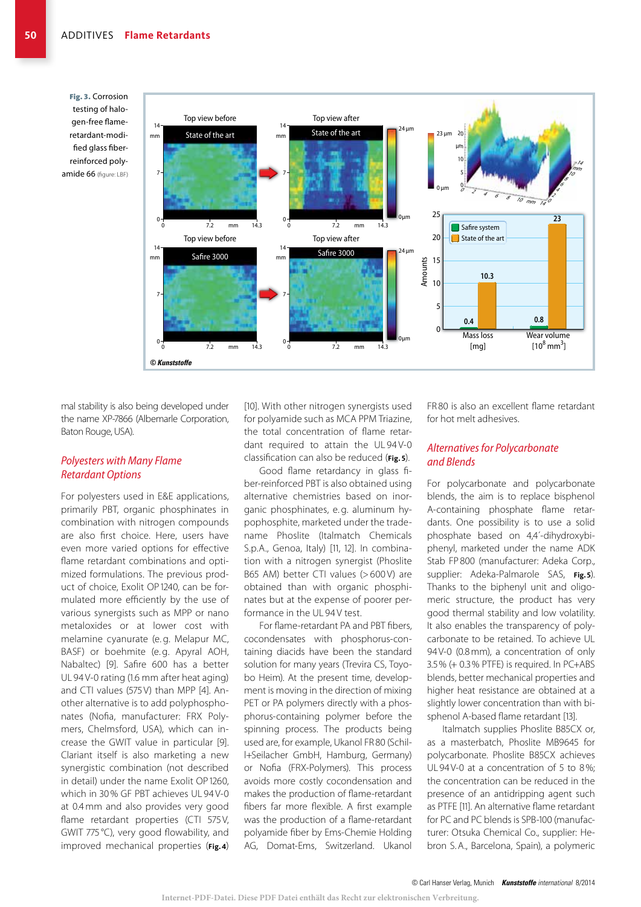Fig. 3. Corrosion testing of halogen-free flame-retardant-modified glass fiber-reinforced polyamide 66 (figure: LBF)

mal stability is also being developed under the name XP-7866 (Albemarle Corporation, Baton Rouge, USA).

## *Polyesters with Many Flame Retardant Options*

For polyesters used in E&E applications, primarily PBT, organic phosphinates in combination with nitrogen compounds are also first choice. Here, users have even more varied options for effective flame retardant combinations and optimized formulations. The previous product of choice, Exolit OP 1240, can be formulated more efficiently by the use of various synergists such as MPP or nano metaloxides or at lower cost with melamine cyanurate (e.g. Melapur MC, BASF) or boehmite (e.g. Apyral AOH, Nabaltec) [9]. Safire 600 has a better UL 94 V-0 rating (1.6 mm after heat aging) and CTI values (575 V) than MPP [4]. Another alternative is to add polyphosphonates (Nofia, manufacturer: FRX Polymers, Chelmsford, USA), which can increase the GWIT value in particular [9]. Clariant itself is also marketing a new synergistic combination (not described in detail) under the name Exolit OP 1260, which in 30 % GF PBT achieves UL 94 V-0 at 0.4 mm and also provides very good flame retardant properties (CTI 575 V, GWIT 775 °C), very good flowability, and improved mechanical properties (**Fig. 4**) [10]. With other nitrogen synergists used for polyamide such as MCA PPM Triazine, the total concentration of flame retardant required to attain the UL 94 V-0 classification can also be reduced (**Fig. 5**).

Good flame retardancy in glass fiber-reinforced PBT is also obtained using alternative chemistries based on inorganic phosphinates, e.g. aluminum hypophosphite, marketed under the tradename Phoslite (Italmatch Chemicals S.p.A., Genoa, Italy) [11, 12]. In combination with a nitrogen synergist (Phoslite B65 AM) better CTI values (> 600 V) are obtained than with organic phosphinates but at the expense of poorer performance in the UL 94 V test.

For flame-retardant PA and PBT fibers, cocondensates with phosphorus-containing diacids have been the standard solution for many years (Trevira CS, Toyobo Heim). At the present time, development is moving in the direction of mixing PET or PA polymers directly with a phosphorus-containing polymer before the spinning process. The products being used are, for example, Ukanol FR 80 (Schill+Seilacher GmbH, Hamburg, Germany) or Nofia (FRX-Polymers). This process avoids more costly cocondensation and makes the production of flame-retardant fibers far more flexible. A first example was the production of a flame-retardant polyamide fiber by Ems-Chemie Holding AG, Domat-Ems, Switzerland. Ukanol FR 80 is also an excellent flame retardant for hot melt adhesives.

## *Alternatives for Polycarbonate and Blends*

For polycarbonate and polycarbonate blends, the aim is to replace bisphenol A-containing phosphate flame retardants. One possibility is to use a solid phosphate based on 4,4´-dihydroxybiphenyl, marketed under the name ADK Stab FP 800 (manufacturer: Adeka Corp., supplier: Adeka-Palmarole SAS, **Fig. 5**). Thanks to the biphenyl unit and oligomeric structure, the product has very good thermal stability and low volatility. It also enables the transparency of polycarbonate to be retained. To achieve UL 94 V-0 (0.8 mm), a concentration of only 3.5 % (+ 0.3 % PTFE) is required. In PC+ABS blends, better mechanical properties and higher heat resistance are obtained at a slightly lower concentration than with bisphenol A-based flame retardant [13].

Italmatch supplies Phoslite B85CX or, as a masterbatch, Phoslite MB9645 for polycarbonate. Phoslite B85CX achieves UL 94 V-0 at a concentration of 5 to 8 %; the concentration can be reduced in the presence of an antidripping agent such as PTFE [11]. An alternative flame retardant for PC and PC blends is SPB-100 (manufacturer: Otsuka Chemical Co., supplier: Hebron S.A., Barcelona, Spain), a polymeric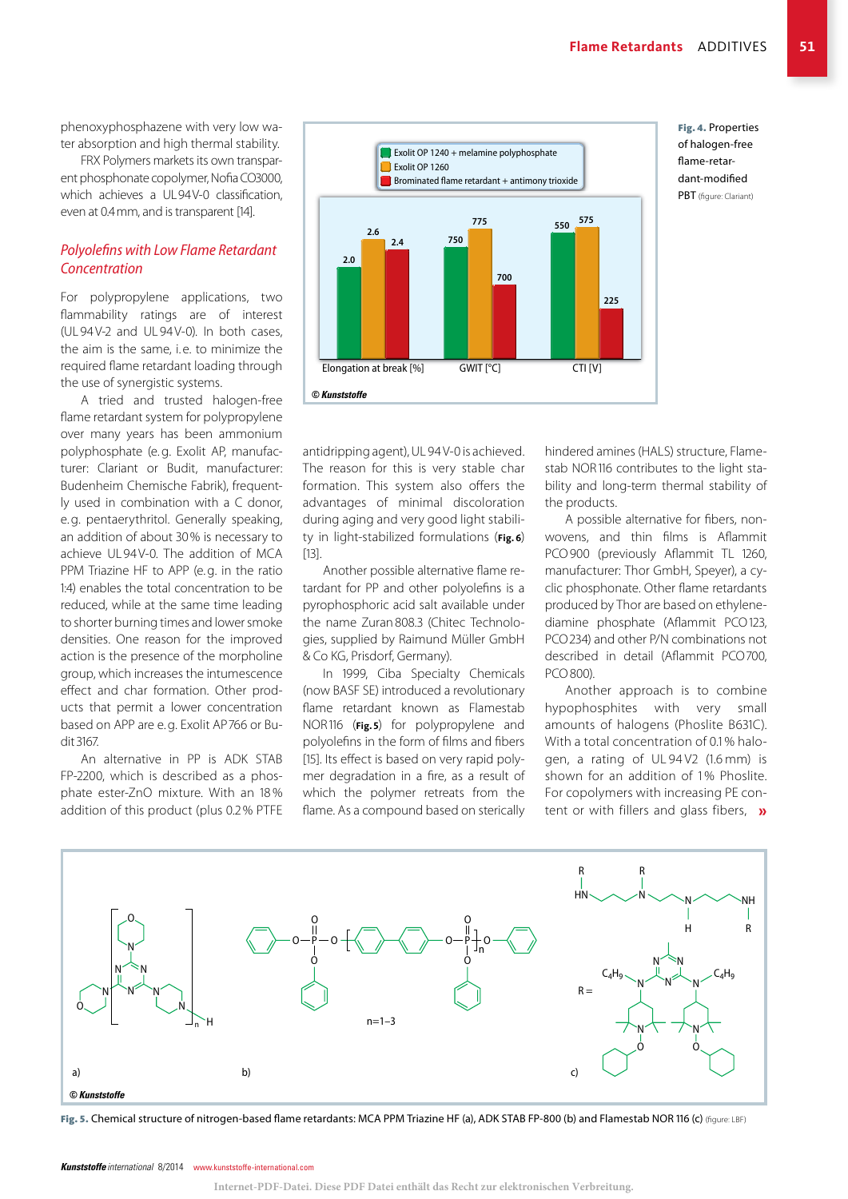phenoxyphosphazene with very low water absorption and high thermal stability.

FRX Polymers markets its own transparent phosphonate copolymer, Nofia CO3000, which achieves a UL 94 V-0 classification, even at 0.4 mm, and is transparent [14].

## Polyolefins with Low Flame Retardant Concentration

For polypropylene applications, two flammability ratings are of interest (UL 94 V-2 and UL 94 V-0). In both cases, the aim is the same, i.e. to minimize the required flame retardant loading through the use of synergistic systems.

A tried and trusted halogen-free flame retardant system for polypropylene over many years has been ammonium polyphosphate (e.g. Exolit AP, manufacturer: Clariant or Budit, manufacturer: Budenheim Chemische Fabrik), frequently used in combination with a C donor, e.g. pentaerythritol. Generally speaking, an addition of about 30 % is necessary to achieve UL 94 V-0. The addition of MCA PPM Triazine HF to APP (e.g. in the ratio 1:4) enables the total concentration to be reduced, while at the same time leading to shorter burning times and lower smoke densities. One reason for the improved action is the presence of the morpholine group, which increases the intumescence effect and char formation. Other products that permit a lower concentration based on APP are e.g. Exolit AP 766 or Budit 3167.

An alternative in PP is ADK STAB FP-2200, which is described as a phosphate ester-ZnO mixture. With an 18 % addition of this product (plus 0.2 % PTFE antidripping agent), UL 94 V-0 is achieved. The reason for this is very stable char formation. This system also offers the advantages of minimal discoloration during aging and very good light stability in light-stabilized formulations (**Fig. 6**) [13].

Another possible alternative flame retardant for PP and other polyolefins is a pyrophosphoric acid salt available under the name Zuran 808.3 (Chitec Technologies, supplied by Raimund Müller GmbH & Co KG, Prisdorf, Germany).

In 1999, Ciba Specialty Chemicals (now BASF SE) introduced a revolutionary flame retardant known as Flamestab NOR 116 (**Fig. 5**) for polypropylene and polyolefins in the form of films and fibers [15]. Its effect is based on very rapid polymer degradation in a fire, as a result of which the polymer retreats from the flame. As a compound based on sterically hindered amines (HALS) structure, Flamestab NOR 116 contributes to the light stability and long-term thermal stability of the products.

A possible alternative for fibers, nonwovens, and thin films is Aflammit PCO 900 (previously Aflammit TL 1260, manufacturer: Thor GmbH, Speyer), a cyclic phosphonate. Other flame retardants produced by Thor are based on ethylenediamine phosphate (Aflammit PCO 123, PCO 234) and other P/N combinations not described in detail (Aflammit PCO 700, PCO 800).

Another approach is to combine hypophosphites with very small amounts of halogens (Phoslite B631C). With a total concentration of 0.1 % halogen, a rating of UL 94 V2 (1.6 mm) is shown for an addition of 1 % Phoslite. For copolymers with increasing PE content or with fillers and glass fibers, »

| | Exolit OP 1240 + melamine polyphosphate | Exolit OP 1260 | Brominated flame retardant + antimony trioxide |
|---|---|---|---|
| Elongation at break [%] | 2.0 | 2.6 | 2.4 |
| GWIT [°C] | 750 | 775 | 700 |
| CTI [V] | 550 | 575 | 225 |

© Kunststoffe

**Fig. 4.** Properties of halogen-free flame-retardant-modified PBT (figure: Clariant)

a) b) n=1–3 c)

© Kunststoffe

**Fig. 5.** Chemical structure of nitrogen-based flame retardants: MCA PPM Triazine HF (a), ADK STAB FP-800 (b) and Flamestab NOR 116 (c) (figure: LBF)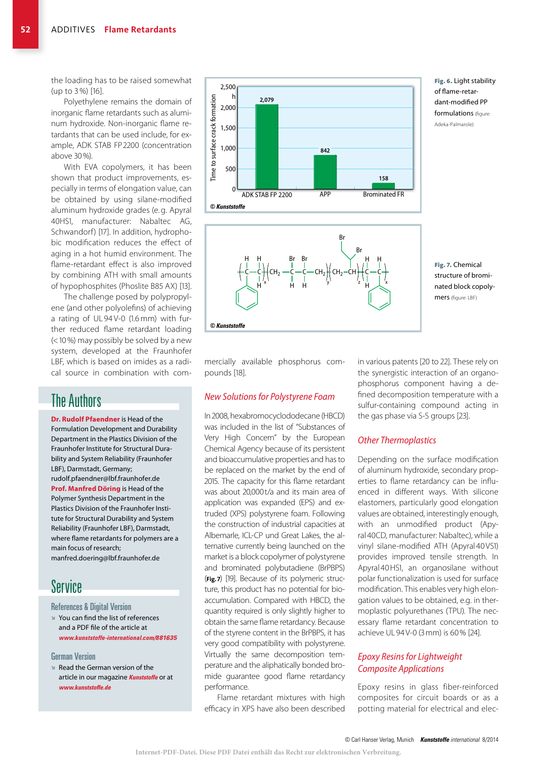the loading has to be raised somewhat (up to 3%) [16].

Polyethylene remains the domain of inorganic flame retardants such as aluminum hydroxide. Non-inorganic flame retardants that can be used include, for example, ADK STAB FP 2200 (concentration above 30%).

With EVA copolymers, it has been shown that product improvements, especially in terms of elongation value, can be obtained by using silane-modified aluminum hydroxide grades (e.g. Apyral 40HS1, manufacturer: Nabaltec AG, Schwandorf) [17]. In addition, hydrophobic modification reduces the effect of aging in a hot humid environment. The flame-retardant effect is also improved by combining ATH with small amounts of hypophosphites (Phoslite B85 AX) [13].

The challenge posed by polypropylene (and other polyolefins) of achieving a rating of UL 94 V-0 (1.6 mm) with further reduced flame retardant loading (< 10%) may possibly be solved by a new system, developed at the Fraunhofer LBF, which is based on imides as a radical source in combination with commercially available phosphorus compounds [18].

| | ADK STAB FP 2200 | APP | Brominated FR |
|---|---|---|---|
| Time to surface crack formation (h) | 2,079 | 842 | 158 |

© Kunststoffe

**Fig. 6.** Light stability of flame-retardant-modified PP formulations (figure: Adeka-Palmarole)

© Kunststoffe

**Fig. 7.** Chemical structure of brominated block copolymers (figure: LBF)

## New Solutions for Polystyrene Foam

In 2008, hexabromocyclododecane (HBCD) was included in the list of "Substances of Very High Concern" by the European Chemical Agency because of its persistent and bioaccumulative properties and has to be replaced on the market by the end of 2015. The capacity for this flame retardant was about 20,000 t/a and its main area of application was expanded (EPS) and extruded (XPS) polystyrene foam. Following the construction of industrial capacities at Albemarle, ICL-CP und Great Lakes, the alternative currently being launched on the market is a block copolymer of polystyrene and brominated polybutadiene (BrPBPS) (**Fig. 7**) [19]. Because of its polymeric structure, this product has no potential for bioaccumulation. Compared with HBCD, the quantity required is only slightly higher to obtain the same flame retardancy. Because of the styrene content in the BrPBPS, it has very good compatibility with polystyrene. Virtually the same decomposition temperature and the aliphatically bonded bromide guarantee good flame retardancy performance.

Flame retardant mixtures with high efficacy in XPS have also been described in various patents [20 to 22]. These rely on the synergistic interaction of an organophosphorus component having a defined decomposition temperature with a sulfur-containing compound acting in the gas phase via S-S groups [23].

## Other Thermoplastics

Depending on the surface modification of aluminum hydroxide, secondary properties to flame retardancy can be influenced in different ways. With silicone elastomers, particularly good elongation values are obtained, interestingly enough, with an unmodified product (Apyral 40CD, manufacturer: Nabaltec), while a vinyl silane-modified ATH (Apyral 40 VS1) provides improved tensile strength. In Apyral 40 HS1, an organosilane without polar functionalization is used for surface modification. This enables very high elongation values to be obtained, e.g. in thermoplastic polyurethanes (TPU). The necessary flame retardant concentration to achieve UL 94 V-0 (3 mm) is 60% [24].

## Epoxy Resins for Lightweight Composite Applications

Epoxy resins in glass fiber-reinforced composites for circuit boards or as a potting material for electrical and elec-

## The Authors

**Dr. Rudolf Pfaendner** is Head of the Formulation Development and Durability Department in the Plastics Division of the Fraunhofer Institute for Structural Durability and System Reliability (Fraunhofer LBF), Darmstadt, Germany; rudolf.pfaendner@lbf.fraunhofer.de

**Prof. Manfred Döring** is Head of the Polymer Synthesis Department in the Plastics Division of the Fraunhofer Institute for Structural Durability and System Reliability (Fraunhofer LBF), Darmstadt, where flame retardants for polymers are a main focus of research; manfred.doering@lbf.fraunhofer.de

## Service

### References & Digital Version

- You can find the list of references and a PDF file of the article at *www.kunststoffe-international.com/881635*

### German Version

- Read the German version of the article in our magazine *Kunststoffe* or at *www.kunststoffe.de*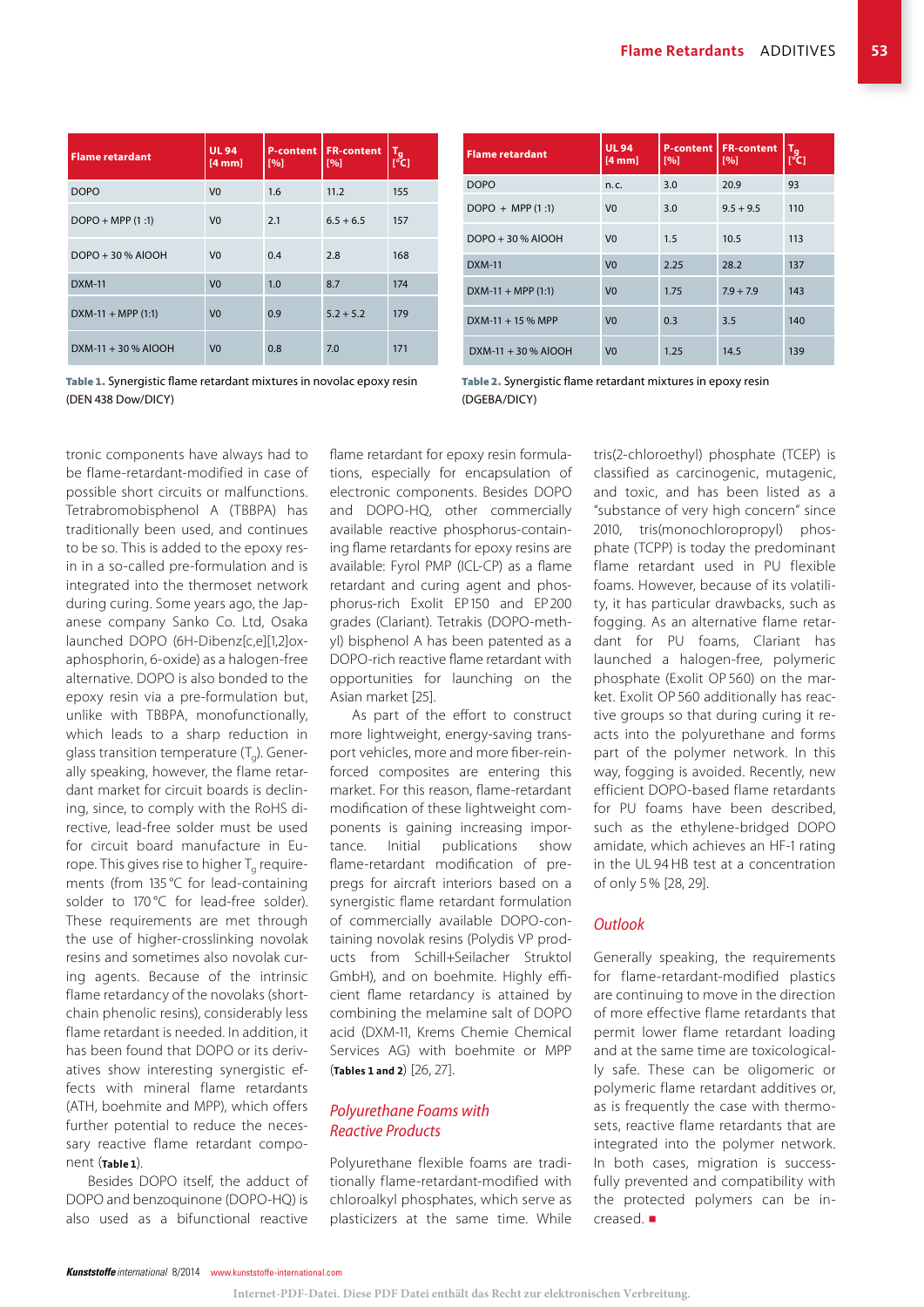| Flame retardant | UL 94 [4 mm] | P-content [%] | FR-content [%] | $T_g$ [°C] |
|---|---|---|---|---|
| DOPO | V0 | 1.6 | 11.2 | 155 |
| DOPO + MPP (1 :1) | V0 | 2.1 | 6.5 + 6.5 | 157 |
| DOPO + 30 % AlOOH | V0 | 0.4 | 2.8 | 168 |
| DXM-11 | V0 | 1.0 | 8.7 | 174 |
| DXM-11 + MPP (1:1) | V0 | 0.9 | 5.2 + 5.2 | 179 |
| DXM-11 + 30 % AlOOH | V0 | 0.8 | 7.0 | 171 |

**Table 1.** Synergistic flame retardant mixtures in novolac epoxy resin (DEN 438 Dow/DICY)

| Flame retardant | UL 94 [4 mm] | P-content [%] | FR-content [%] | $T_g$ [°C] |
|---|---|---|---|---|
| DOPO | n. c. | 3.0 | 20.9 | 93 |
| DOPO + MPP (1 :1) | V0 | 3.0 | 9.5 + 9.5 | 110 |
| DOPO + 30 % AlOOH | V0 | 1.5 | 10.5 | 113 |
| DXM-11 | V0 | 2.25 | 28.2 | 137 |
| DXM-11 + MPP (1:1) | V0 | 1.75 | 7.9 + 7.9 | 143 |
| DXM-11 + 15 % MPP | V0 | 0.3 | 3.5 | 140 |
| DXM-11 + 30 % AlOOH | V0 | 1.25 | 14.5 | 139 |

**Table 2.** Synergistic flame retardant mixtures in epoxy resin (DGEBA/DICY)

tronic components have always had to be flame-retardant-modified in case of possible short circuits or malfunctions. Tetrabromobisphenol A (TBBPA) has traditionally been used, and continues to be so. This is added to the epoxy resin in a so-called pre-formulation and is integrated into the thermoset network during curing. Some years ago, the Japanese company Sanko Co. Ltd, Osaka launched DOPO (6H-Dibenz[c,e][1,2]oxaphosphorin, 6-oxide) as a halogen-free alternative. DOPO is also bonded to the epoxy resin via a pre-formulation but, unlike with TBBPA, monofunctionally, which leads to a sharp reduction in glass transition temperature ($T_g$). Generally speaking, however, the flame retardant market for circuit boards is declining, since, to comply with the RoHS directive, lead-free solder must be used for circuit board manufacture in Europe. This gives rise to higher $T_g$ requirements (from 135 °C for lead-containing solder to 170 °C for lead-free solder). These requirements are met through the use of higher-crosslinking novolak resins and sometimes also novolak curing agents. Because of the intrinsic flame retardancy of the novolaks (short-chain phenolic resins), considerably less flame retardant is needed. In addition, it has been found that DOPO or its derivatives show interesting synergistic effects with mineral flame retardants (ATH, boehmite and MPP), which offers further potential to reduce the necessary reactive flame retardant component (**Table 1**).

Besides DOPO itself, the adduct of DOPO and benzoquinone (DOPO-HQ) is also used as a bifunctional reactive flame retardant for epoxy resin formulations, especially for encapsulation of electronic components. Besides DOPO and DOPO-HQ, other commercially available reactive phosphorus-containing flame retardants for epoxy resins are available: Fyrol PMP (ICL-CP) as a flame retardant and curing agent and phosphorus-rich Exolit EP 150 and EP 200 grades (Clariant). Tetrakis (DOPO-methyl) bisphenol A has been patented as a DOPO-rich reactive flame retardant with opportunities for launching on the Asian market [25].

As part of the effort to construct more lightweight, energy-saving transport vehicles, more and more fiber-reinforced composites are entering this market. For this reason, flame-retardant modification of these lightweight components is gaining increasing importance. Initial publications show flame-retardant modification of prepregs for aircraft interiors based on a synergistic flame retardant formulation of commercially available DOPO-containing novolak resins (Polydis VP products from Schill+Seilacher Struktol GmbH), and on boehmite. Highly efficient flame retardancy is attained by combining the melamine salt of DOPO acid (DXM-11, Krems Chemie Chemical Services AG) with boehmite or MPP (**Tables 1 and 2**) [26, 27].

## *Polyurethane Foams with Reactive Products*

Polyurethane flexible foams are traditionally flame-retardant-modified with chloroalkyl phosphates, which serve as plasticizers at the same time. While tris(2-chloroethyl) phosphate (TCEP) is classified as carcinogenic, mutagenic, and toxic, and has been listed as a "substance of very high concern" since 2010, tris(monochloropropyl) phosphate (TCPP) is today the predominant flame retardant used in PU flexible foams. However, because of its volatility, it has particular drawbacks, such as fogging. As an alternative flame retardant for PU foams, Clariant has launched a halogen-free, polymeric phosphate (Exolit OP 560) on the market. Exolit OP 560 additionally has reactive groups so that during curing it reacts into the polyurethane and forms part of the polymer network. In this way, fogging is avoided. Recently, new efficient DOPO-based flame retardants for PU foams have been described, such as the ethylene-bridged DOPO amidate, which achieves an HF-1 rating in the UL 94 HB test at a concentration of only 5 % [28, 29].

## *Outlook*

Generally speaking, the requirements for flame-retardant-modified plastics are continuing to move in the direction of more effective flame retardants that permit lower flame retardant loading and at the same time are toxicologically safe. These can be oligomeric or polymeric flame retardant additives or, as is frequently the case with thermosets, reactive flame retardants that are integrated into the polymer network. In both cases, migration is successfully prevented and compatibility with the protected polymers can be increased. ■